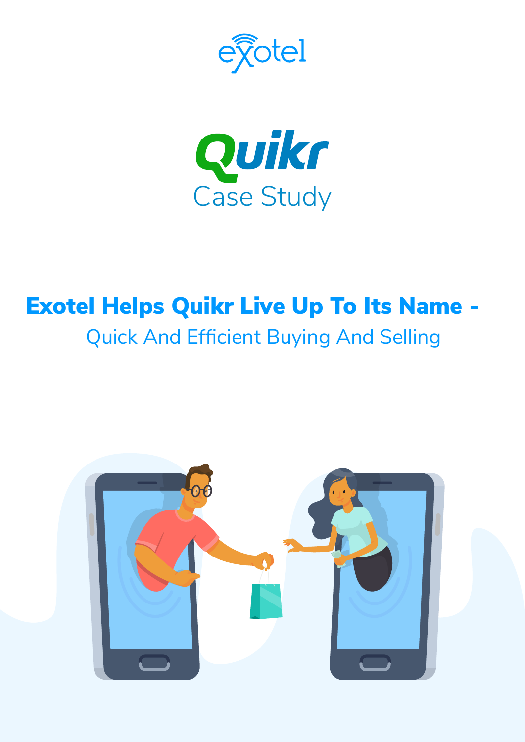exotel

Quikr

Case Study

# Exotel Helps Quikr Live Up To Its Name -

## Quick And Efficient Buying And Selling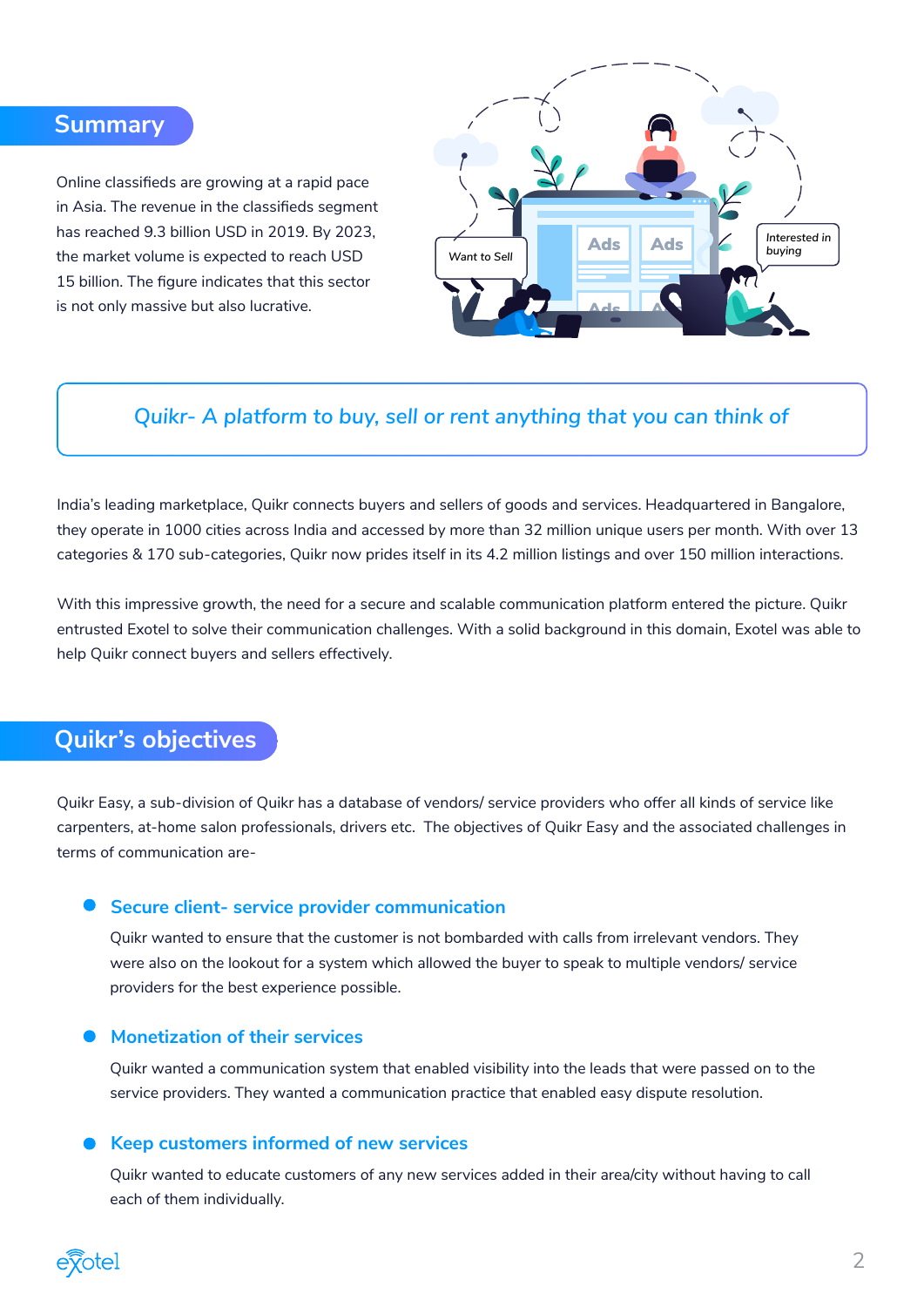## Summary

Online classifieds are growing at a rapid pace in Asia. The revenue in the classifieds segment has reached 9.3 billion USD in 2019. By 2023, the market volume is expected to reach USD 15 billion. The figure indicates that this sector is not only massive but also lucrative.

*Quikr- A platform to buy, sell or rent anything that you can think of*

India's leading marketplace, Quikr connects buyers and sellers of goods and services. Headquartered in Bangalore, they operate in 1000 cities across India and accessed by more than 32 million unique users per month. With over 13 categories & 170 sub-categories, Quikr now prides itself in its 4.2 million listings and over 150 million interactions.

With this impressive growth, the need for a secure and scalable communication platform entered the picture. Quikr entrusted Exotel to solve their communication challenges. With a solid background in this domain, Exotel was able to help Quikr connect buyers and sellers effectively.

## Quikr's objectives

Quikr Easy, a sub-division of Quikr has a database of vendors/ service providers who offer all kinds of service like carpenters, at-home salon professionals, drivers etc. The objectives of Quikr Easy and the associated challenges in terms of communication are-

- **Secure client- service provider communication**

  Quikr wanted to ensure that the customer is not bombarded with calls from irrelevant vendors. They were also on the lookout for a system which allowed the buyer to speak to multiple vendors/ service providers for the best experience possible.

- **Monetization of their services**

  Quikr wanted a communication system that enabled visibility into the leads that were passed on to the service providers. They wanted a communication practice that enabled easy dispute resolution.

- **Keep customers informed of new services**

  Quikr wanted to educate customers of any new services added in their area/city without having to call each of them individually.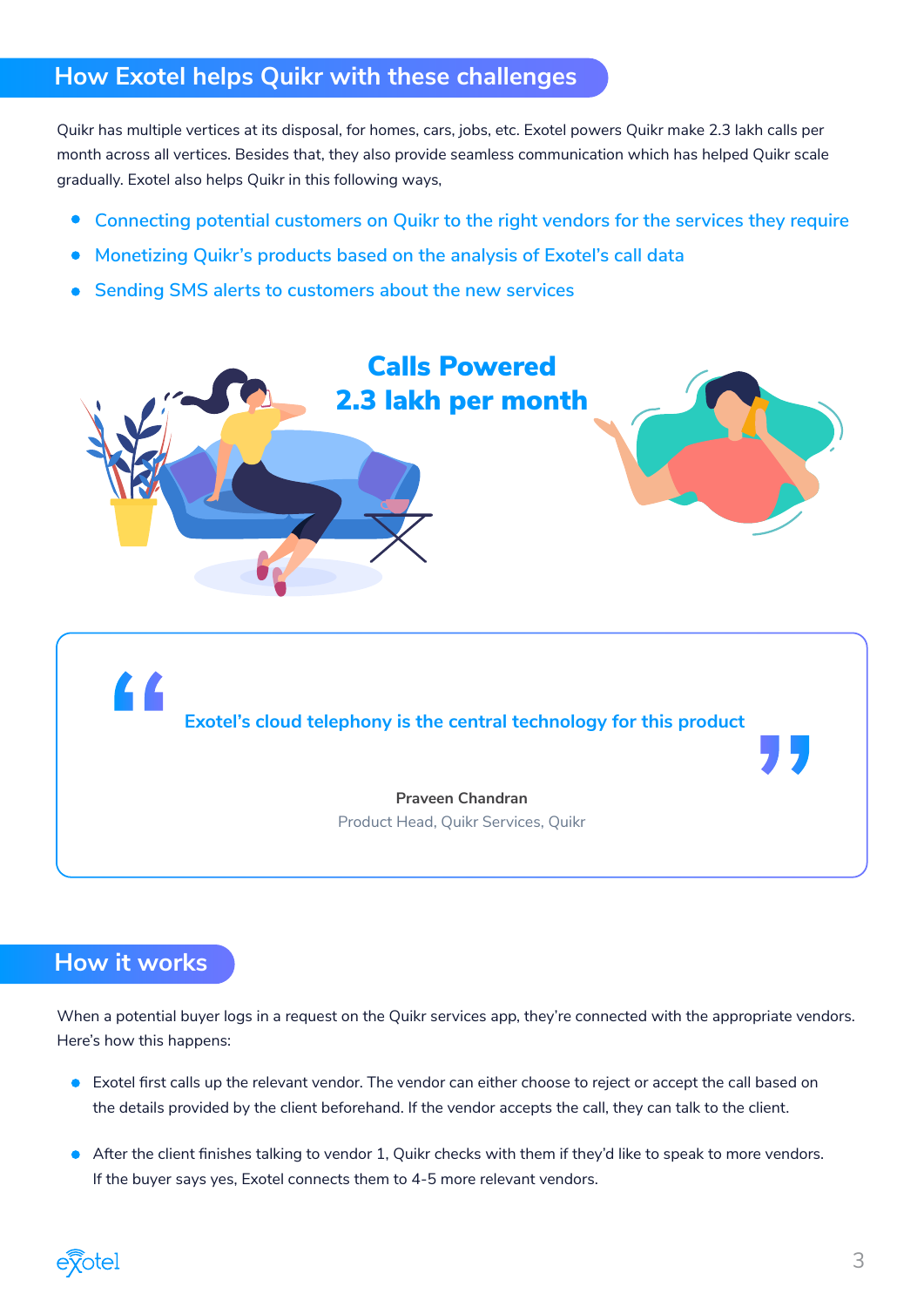## How Exotel helps Quikr with these challenges

Quikr has multiple vertices at its disposal, for homes, cars, jobs, etc. Exotel powers Quikr make 2.3 lakh calls per month across all vertices. Besides that, they also provide seamless communication which has helped Quikr scale gradually. Exotel also helps Quikr in this following ways,

- Connecting potential customers on Quikr to the right vendors for the services they require
- Monetizing Quikr's products based on the analysis of Exotel's call data
- Sending SMS alerts to customers about the new services

**Calls Powered 2.3 lakh per month**

> "Exotel's cloud telephony is the central technology for this product"
>
> **Praveen Chandran**
> Product Head, Quikr Services, Quikr

## How it works

When a potential buyer logs in a request on the Quikr services app, they're connected with the appropriate vendors. Here's how this happens:

- Exotel first calls up the relevant vendor. The vendor can either choose to reject or accept the call based on the details provided by the client beforehand. If the vendor accepts the call, they can talk to the client.
- After the client finishes talking to vendor 1, Quikr checks with them if they'd like to speak to more vendors. If the buyer says yes, Exotel connects them to 4-5 more relevant vendors.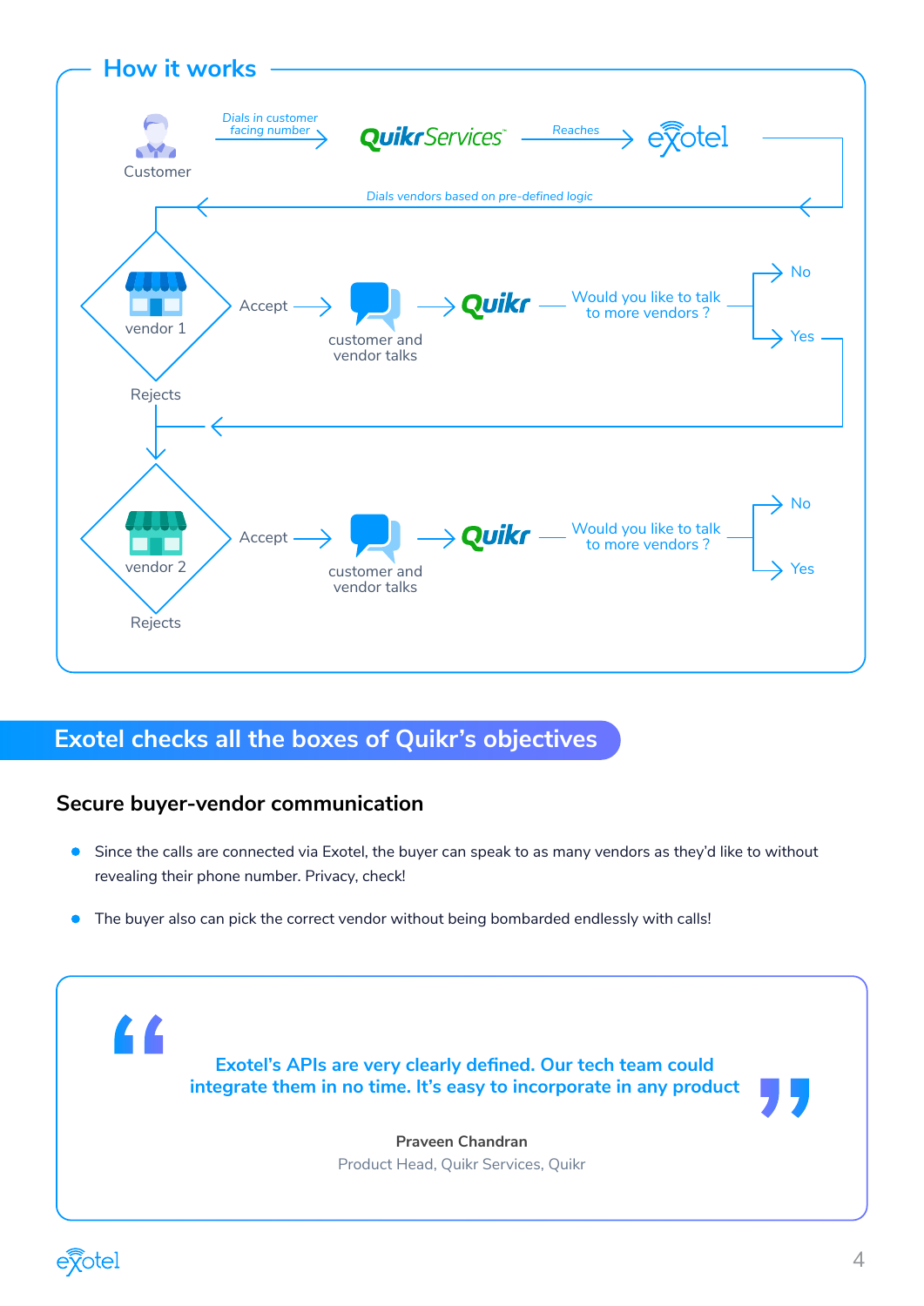## How it works

Customer → Dials in customer facing number → QuikrServices → Reaches → exotel

Dials vendors based on pre-defined logic

vendor 1 → Accept → customer and vendor talks → Quikr → Would you like to talk to more vendors ? → No / Yes

Rejects

vendor 2 → Accept → customer and vendor talks → Quikr → Would you like to talk to more vendors ? → No / Yes

Rejects

## Exotel checks all the boxes of Quikr's objectives

### Secure buyer-vendor communication

- Since the calls are connected via Exotel, the buyer can speak to as many vendors as they'd like to without revealing their phone number. Privacy, check!
- The buyer also can pick the correct vendor without being bombarded endlessly with calls!

> **Exotel's APIs are very clearly defined. Our tech team could integrate them in no time. It's easy to incorporate in any product**
>
> **Praveen Chandran**
> Product Head, Quikr Services, Quikr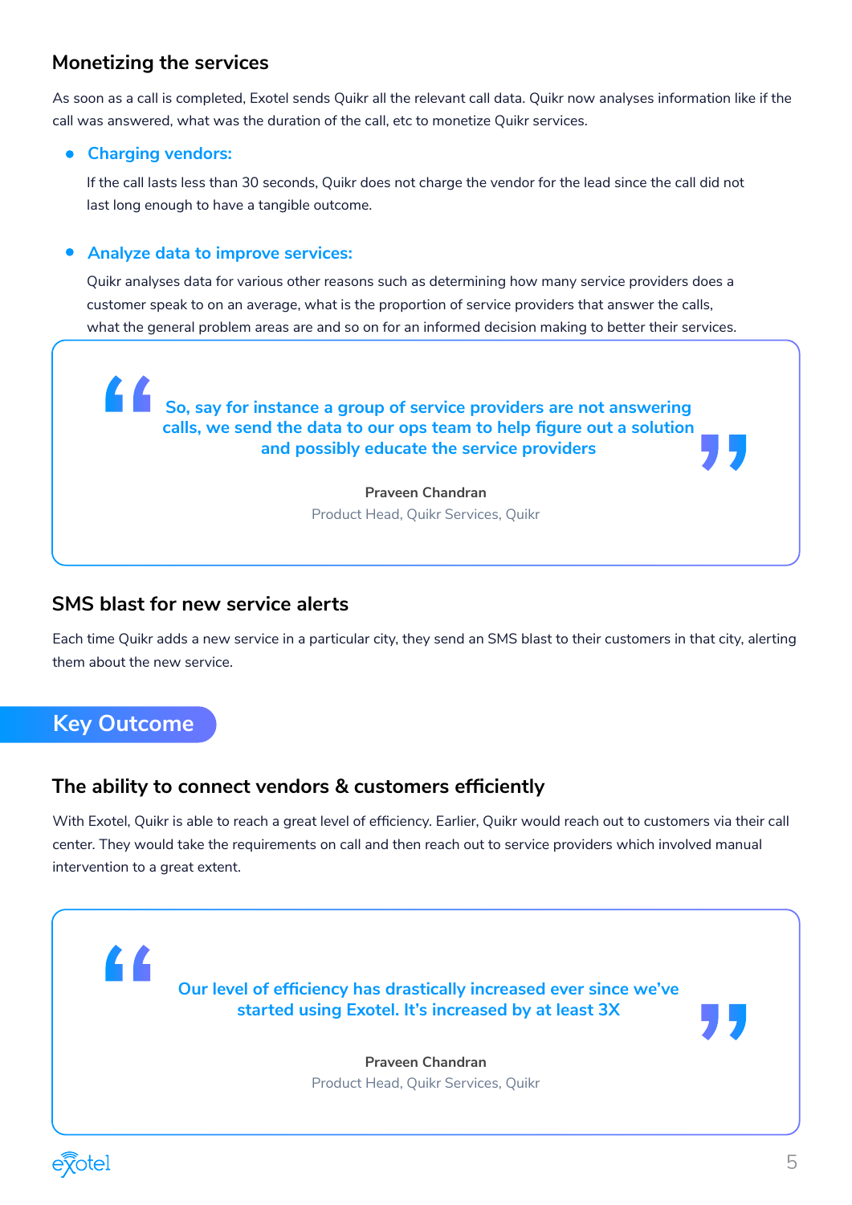## Monetizing the services

As soon as a call is completed, Exotel sends Quikr all the relevant call data. Quikr now analyses information like if the call was answered, what was the duration of the call, etc to monetize Quikr services.

- **Charging vendors:**

  If the call lasts less than 30 seconds, Quikr does not charge the vendor for the lead since the call did not last long enough to have a tangible outcome.

- **Analyze data to improve services:**

  Quikr analyses data for various other reasons such as determining how many service providers does a customer speak to on an average, what is the proportion of service providers that answer the calls, what the general problem areas are and so on for an informed decision making to better their services.

> **So, say for instance a group of service providers are not answering calls, we send the data to our ops team to help figure out a solution and possibly educate the service providers**
>
> **Praveen Chandran**
> Product Head, Quikr Services, Quikr

## SMS blast for new service alerts

Each time Quikr adds a new service in a particular city, they send an SMS blast to their customers in that city, alerting them about the new service.

# Key Outcome

## The ability to connect vendors & customers efficiently

With Exotel, Quikr is able to reach a great level of efficiency. Earlier, Quikr would reach out to customers via their call center. They would take the requirements on call and then reach out to service providers which involved manual intervention to a great extent.

> **Our level of efficiency has drastically increased ever since we've started using Exotel. It's increased by at least 3X**
>
> **Praveen Chandran**
> Product Head, Quikr Services, Quikr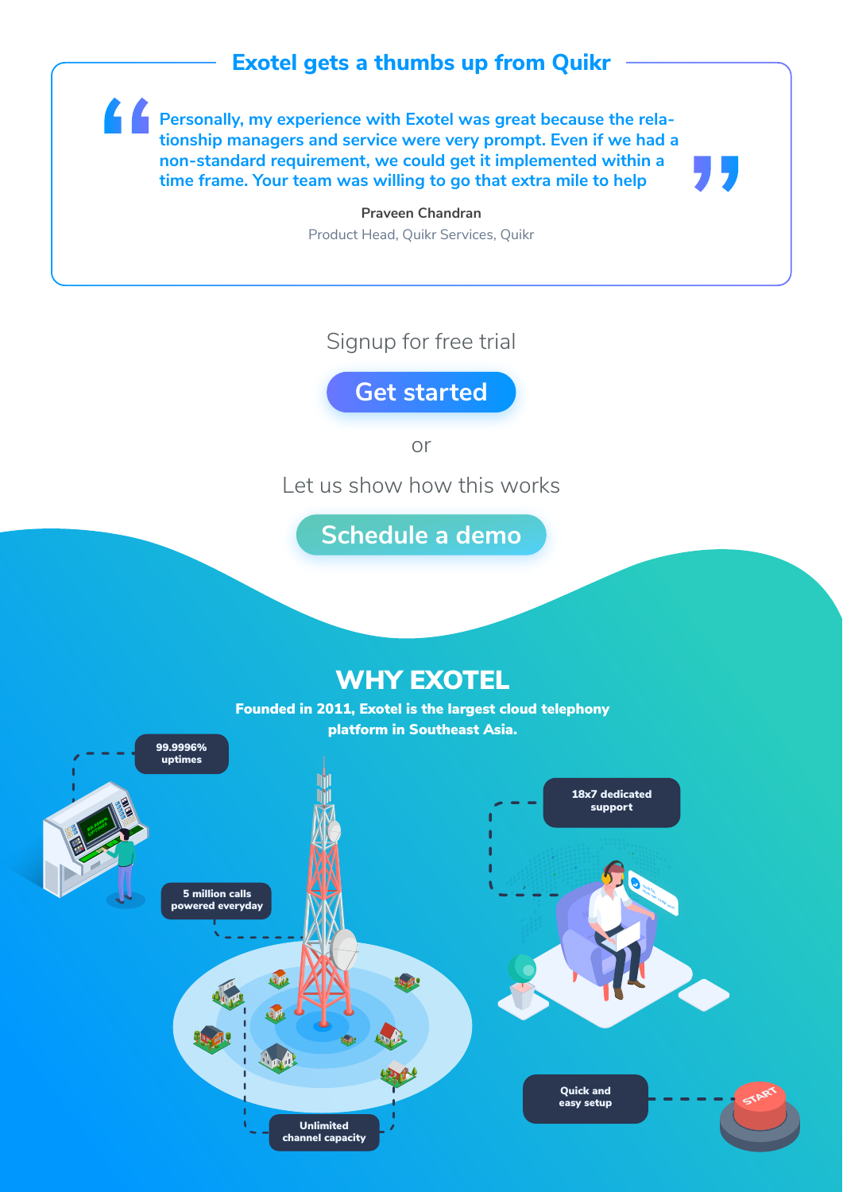## Exotel gets a thumbs up from Quikr

> Personally, my experience with Exotel was great because the relationship managers and service were very prompt. Even if we had a non-standard requirement, we could get it implemented within a time frame. Your team was willing to go that extra mile to help

**Praveen Chandran**
Product Head, Quikr Services, Quikr

Signup for free trial

**Get started**

or

Let us show how this works

**Schedule a demo**

# WHY EXOTEL

**Founded in 2011, Exotel is the largest cloud telephony platform in Southeast Asia.**

99.9996% uptimes

18x7 dedicated support

5 million calls powered everyday

Quick and easy setup

Unlimited channel capacity